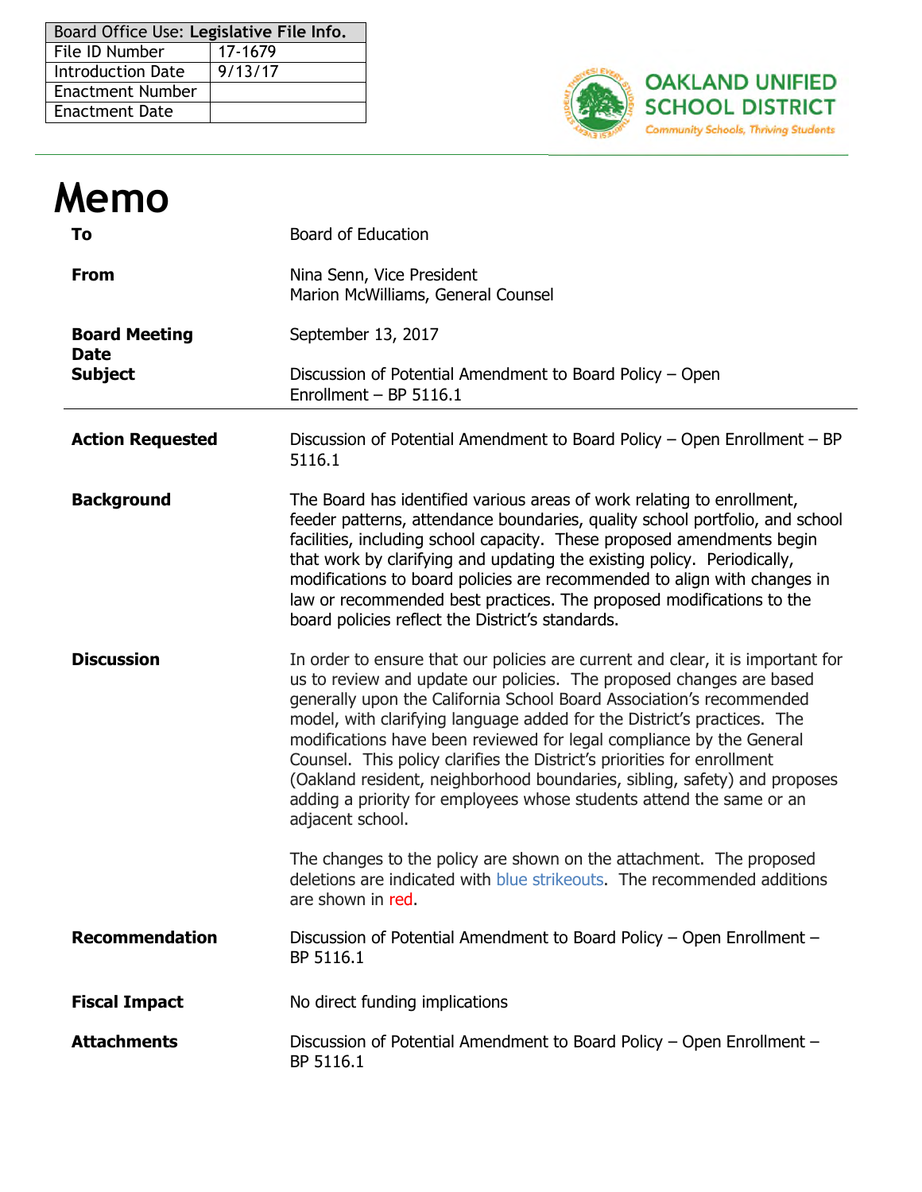| Board Office Use: Legislative File Info. | |
|---|---|
| File ID Number | 17-1679 |
| Introduction Date | 9/13/17 |
| Enactment Number | |
| Enactment Date | |

OAKLAND UNIFIED SCHOOL DISTRICT
Community Schools, Thriving Students

# Memo

| | |
|---|---|
| **To** | Board of Education |
| **From** | Nina Senn, Vice President<br>Marion McWilliams, General Counsel |
| **Board Meeting Date** | September 13, 2017 |
| **Subject** | Discussion of Potential Amendment to Board Policy – Open Enrollment – BP 5116.1 |

---

**Action Requested**

Discussion of Potential Amendment to Board Policy – Open Enrollment – BP 5116.1

**Background**

The Board has identified various areas of work relating to enrollment, feeder patterns, attendance boundaries, quality school portfolio, and school facilities, including school capacity. These proposed amendments begin that work by clarifying and updating the existing policy. Periodically, modifications to board policies are recommended to align with changes in law or recommended best practices. The proposed modifications to the board policies reflect the District's standards.

**Discussion**

In order to ensure that our policies are current and clear, it is important for us to review and update our policies. The proposed changes are based generally upon the California School Board Association's recommended model, with clarifying language added for the District's practices. The modifications have been reviewed for legal compliance by the General Counsel. This policy clarifies the District's priorities for enrollment (Oakland resident, neighborhood boundaries, sibling, safety) and proposes adding a priority for employees whose students attend the same or an adjacent school.

The changes to the policy are shown on the attachment. The proposed deletions are indicated with blue strikeouts. The recommended additions are shown in red.

**Recommendation**

Discussion of Potential Amendment to Board Policy – Open Enrollment – BP 5116.1

**Fiscal Impact**

No direct funding implications

**Attachments**

Discussion of Potential Amendment to Board Policy – Open Enrollment – BP 5116.1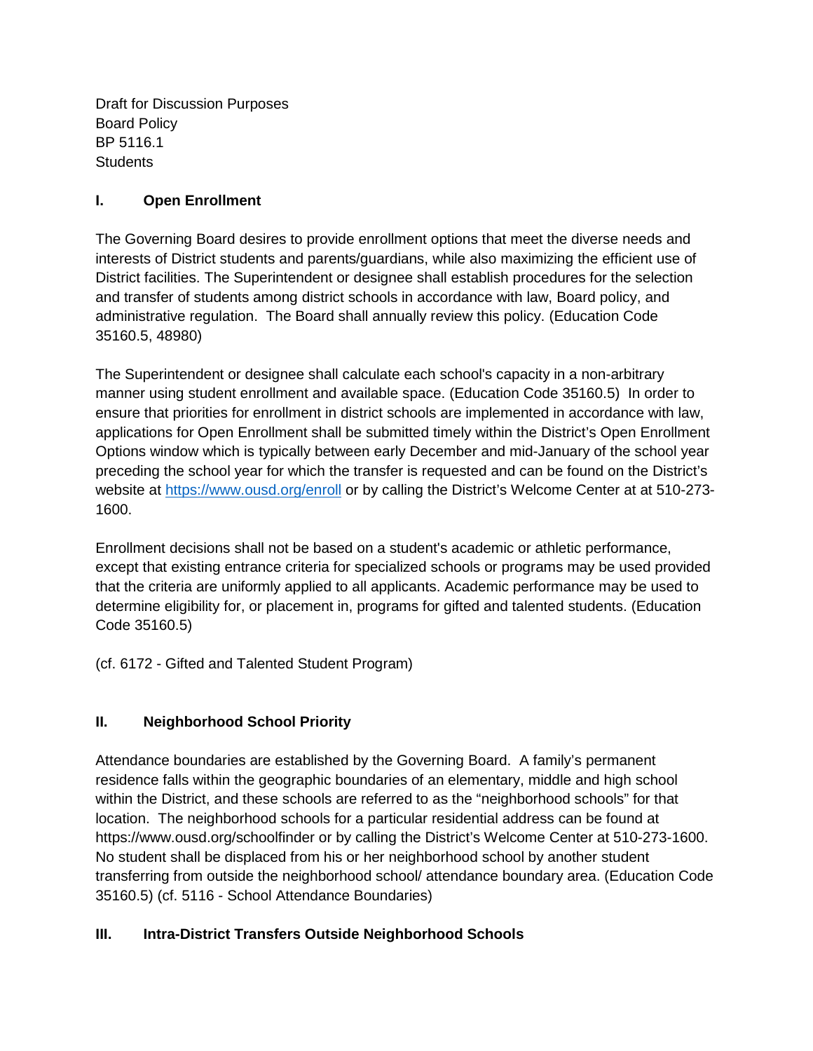Draft for Discussion Purposes
Board Policy
BP 5116.1
Students

## I. Open Enrollment

The Governing Board desires to provide enrollment options that meet the diverse needs and interests of District students and parents/guardians, while also maximizing the efficient use of District facilities. The Superintendent or designee shall establish procedures for the selection and transfer of students among district schools in accordance with law, Board policy, and administrative regulation. The Board shall annually review this policy. (Education Code 35160.5, 48980)

The Superintendent or designee shall calculate each school's capacity in a non-arbitrary manner using student enrollment and available space. (Education Code 35160.5) In order to ensure that priorities for enrollment in district schools are implemented in accordance with law, applications for Open Enrollment shall be submitted timely within the District's Open Enrollment Options window which is typically between early December and mid-January of the school year preceding the school year for which the transfer is requested and can be found on the District's website at https://www.ousd.org/enroll or by calling the District's Welcome Center at at 510-273-1600.

Enrollment decisions shall not be based on a student's academic or athletic performance, except that existing entrance criteria for specialized schools or programs may be used provided that the criteria are uniformly applied to all applicants. Academic performance may be used to determine eligibility for, or placement in, programs for gifted and talented students. (Education Code 35160.5)

(cf. 6172 - Gifted and Talented Student Program)

## II. Neighborhood School Priority

Attendance boundaries are established by the Governing Board. A family's permanent residence falls within the geographic boundaries of an elementary, middle and high school within the District, and these schools are referred to as the "neighborhood schools" for that location. The neighborhood schools for a particular residential address can be found at https://www.ousd.org/schoolfinder or by calling the District's Welcome Center at 510-273-1600. No student shall be displaced from his or her neighborhood school by another student transferring from outside the neighborhood school/ attendance boundary area. (Education Code 35160.5) (cf. 5116 - School Attendance Boundaries)

## III. Intra-District Transfers Outside Neighborhood Schools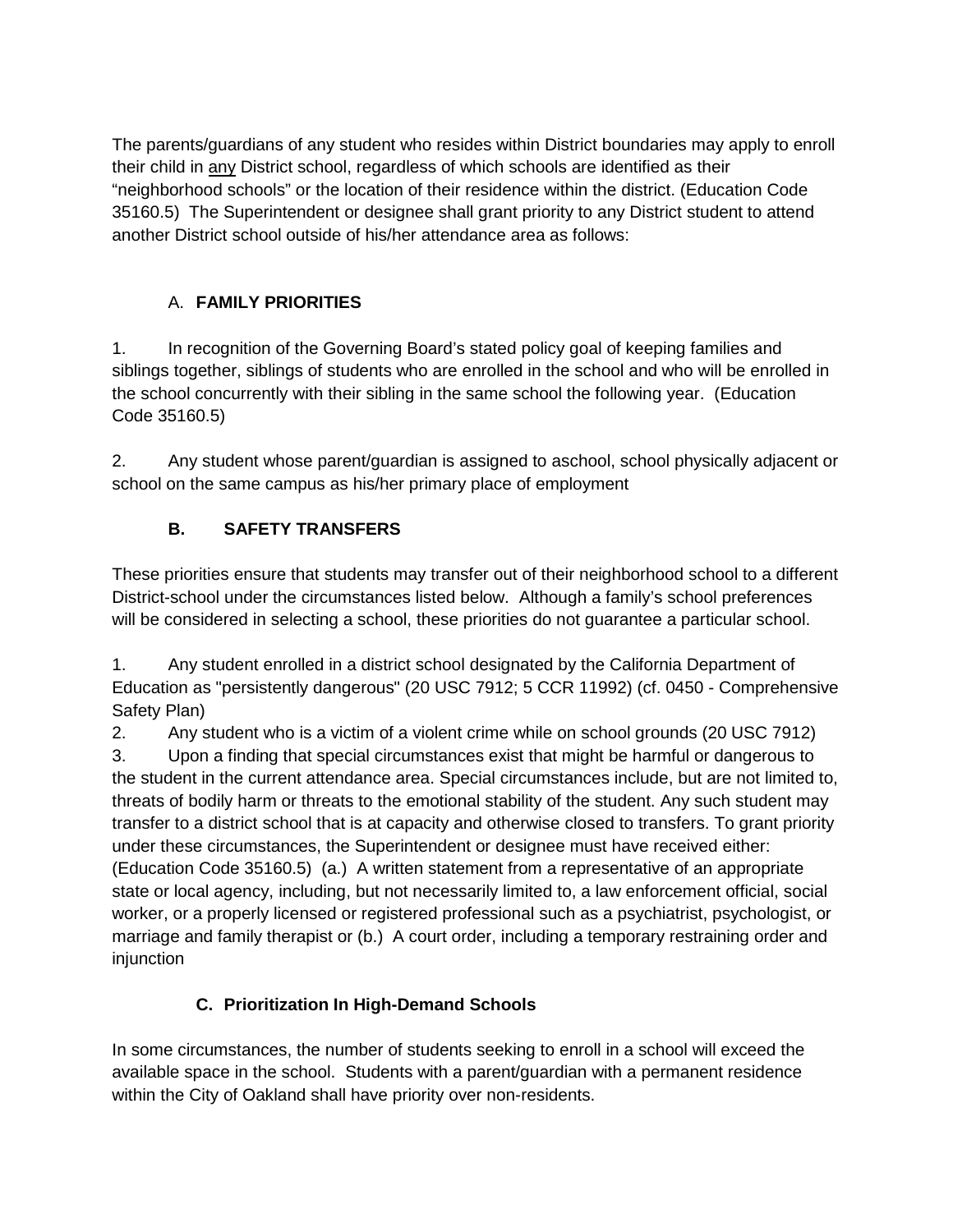The parents/guardians of any student who resides within District boundaries may apply to enroll their child in any District school, regardless of which schools are identified as their "neighborhood schools" or the location of their residence within the district. (Education Code 35160.5) The Superintendent or designee shall grant priority to any District student to attend another District school outside of his/her attendance area as follows:

A. **FAMILY PRIORITIES**

1. In recognition of the Governing Board's stated policy goal of keeping families and siblings together, siblings of students who are enrolled in the school and who will be enrolled in the school concurrently with their sibling in the same school the following year. (Education Code 35160.5)

2. Any student whose parent/guardian is assigned to aschool, school physically adjacent or school on the same campus as his/her primary place of employment

**B. SAFETY TRANSFERS**

These priorities ensure that students may transfer out of their neighborhood school to a different District-school under the circumstances listed below. Although a family's school preferences will be considered in selecting a school, these priorities do not guarantee a particular school.

1. Any student enrolled in a district school designated by the California Department of Education as "persistently dangerous" (20 USC 7912; 5 CCR 11992) (cf. 0450 - Comprehensive Safety Plan)
2. Any student who is a victim of a violent crime while on school grounds (20 USC 7912)
3. Upon a finding that special circumstances exist that might be harmful or dangerous to the student in the current attendance area. Special circumstances include, but are not limited to, threats of bodily harm or threats to the emotional stability of the student. Any such student may transfer to a district school that is at capacity and otherwise closed to transfers. To grant priority under these circumstances, the Superintendent or designee must have received either: (Education Code 35160.5) (a.) A written statement from a representative of an appropriate state or local agency, including, but not necessarily limited to, a law enforcement official, social worker, or a properly licensed or registered professional such as a psychiatrist, psychologist, or marriage and family therapist or (b.) A court order, including a temporary restraining order and injunction

**C. Prioritization In High-Demand Schools**

In some circumstances, the number of students seeking to enroll in a school will exceed the available space in the school. Students with a parent/guardian with a permanent residence within the City of Oakland shall have priority over non-residents.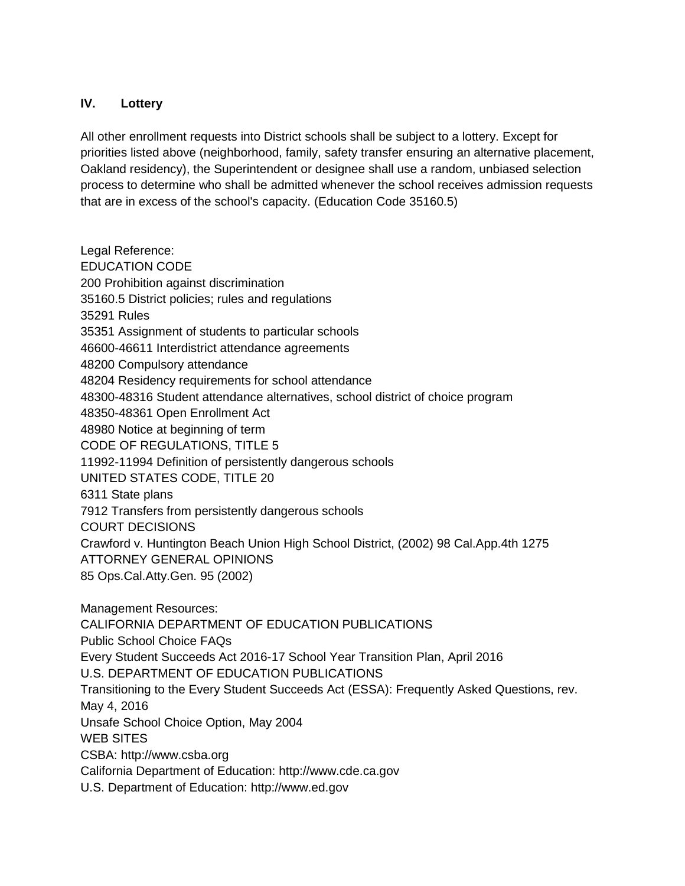## IV. Lottery

All other enrollment requests into District schools shall be subject to a lottery. Except for priorities listed above (neighborhood, family, safety transfer ensuring an alternative placement, Oakland residency), the Superintendent or designee shall use a random, unbiased selection process to determine who shall be admitted whenever the school receives admission requests that are in excess of the school's capacity. (Education Code 35160.5)

Legal Reference:
EDUCATION CODE
200 Prohibition against discrimination
35160.5 District policies; rules and regulations
35291 Rules
35351 Assignment of students to particular schools
46600-46611 Interdistrict attendance agreements
48200 Compulsory attendance
48204 Residency requirements for school attendance
48300-48316 Student attendance alternatives, school district of choice program
48350-48361 Open Enrollment Act
48980 Notice at beginning of term
CODE OF REGULATIONS, TITLE 5
11992-11994 Definition of persistently dangerous schools
UNITED STATES CODE, TITLE 20
6311 State plans
7912 Transfers from persistently dangerous schools
COURT DECISIONS
Crawford v. Huntington Beach Union High School District, (2002) 98 Cal.App.4th 1275
ATTORNEY GENERAL OPINIONS
85 Ops.Cal.Atty.Gen. 95 (2002)

Management Resources:
CALIFORNIA DEPARTMENT OF EDUCATION PUBLICATIONS
Public School Choice FAQs
Every Student Succeeds Act 2016-17 School Year Transition Plan, April 2016
U.S. DEPARTMENT OF EDUCATION PUBLICATIONS
Transitioning to the Every Student Succeeds Act (ESSA): Frequently Asked Questions, rev. May 4, 2016
Unsafe School Choice Option, May 2004
WEB SITES
CSBA: http://www.csba.org
California Department of Education: http://www.cde.ca.gov
U.S. Department of Education: http://www.ed.gov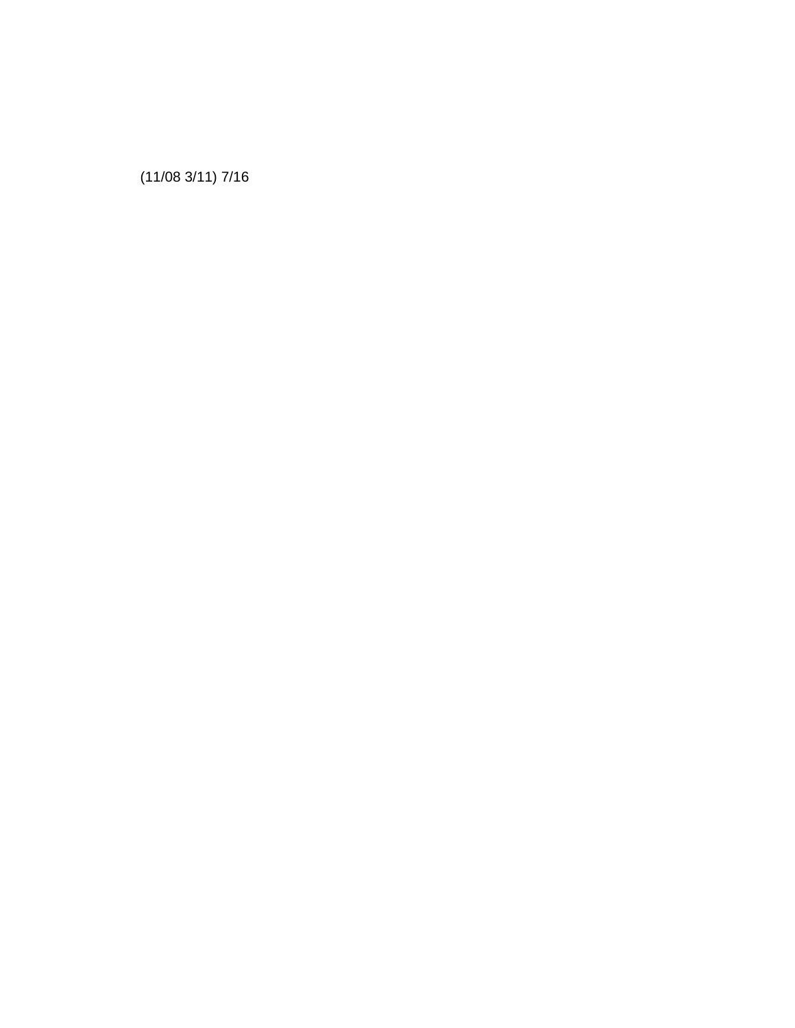(11/08 3/11) 7/16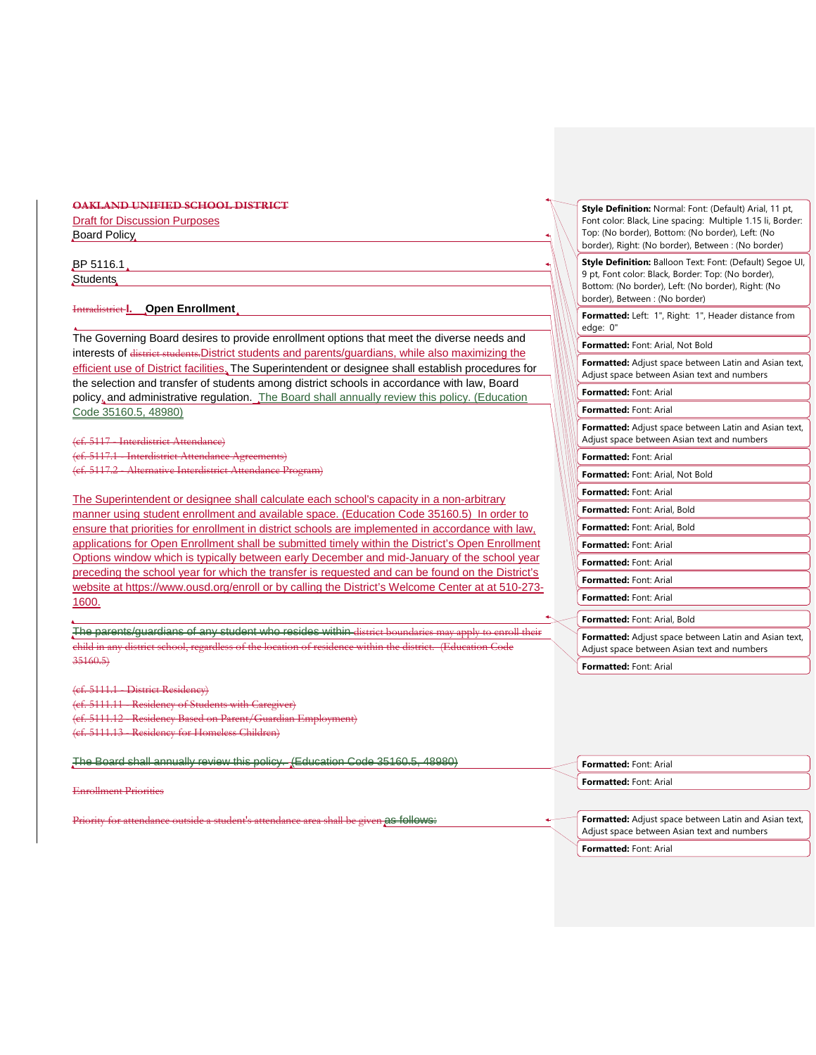~~OAKLAND UNIFIED SCHOOL DISTRICT~~

Draft for Discussion Purposes

Board Policy

BP 5116.1

Students

## ~~Intradistrict~~ I. Open Enrollment

The Governing Board desires to provide enrollment options that meet the diverse needs and interests of ~~district students.~~ District students and parents/guardians, while also maximizing the efficient use of District facilities. The Superintendent or designee shall establish procedures for the selection and transfer of students among district schools in accordance with law, Board policy, and administrative regulation. The Board shall annually review this policy. (Education Code 35160.5, 48980)

~~(cf. 5117 - Interdistrict Attendance)~~
~~(cf. 5117.1 - Interdistrict Attendance Agreements)~~
~~(cf. 5117.2 - Alternative Interdistrict Attendance Program)~~

The Superintendent or designee shall calculate each school's capacity in a non-arbitrary manner using student enrollment and available space. (Education Code 35160.5) In order to ensure that priorities for enrollment in district schools are implemented in accordance with law, applications for Open Enrollment shall be submitted timely within the District's Open Enrollment Options window which is typically between early December and mid-January of the school year preceding the school year for which the transfer is requested and can be found on the District's website at https://www.ousd.org/enroll or by calling the District's Welcome Center at at 510-273-1600.

~~The parents/guardians of any student who resides within district boundaries may apply to enroll their child in any district school, regardless of the location of residence within the district. (Education Code 35160.5)~~

~~(cf. 5111.1 - District Residency)~~
~~(cf. 5111.11 - Residency of Students with Caregiver)~~
~~(cf. 5111.12 - Residency Based on Parent/Guardian Employment)~~
~~(cf. 5111.13 - Residency for Homeless Children)~~

~~The Board shall annually review this policy. (Education Code 35160.5, 48980)~~

~~Enrollment Priorities~~

~~Priority for attendance outside a student's attendance area shall be given as follows:~~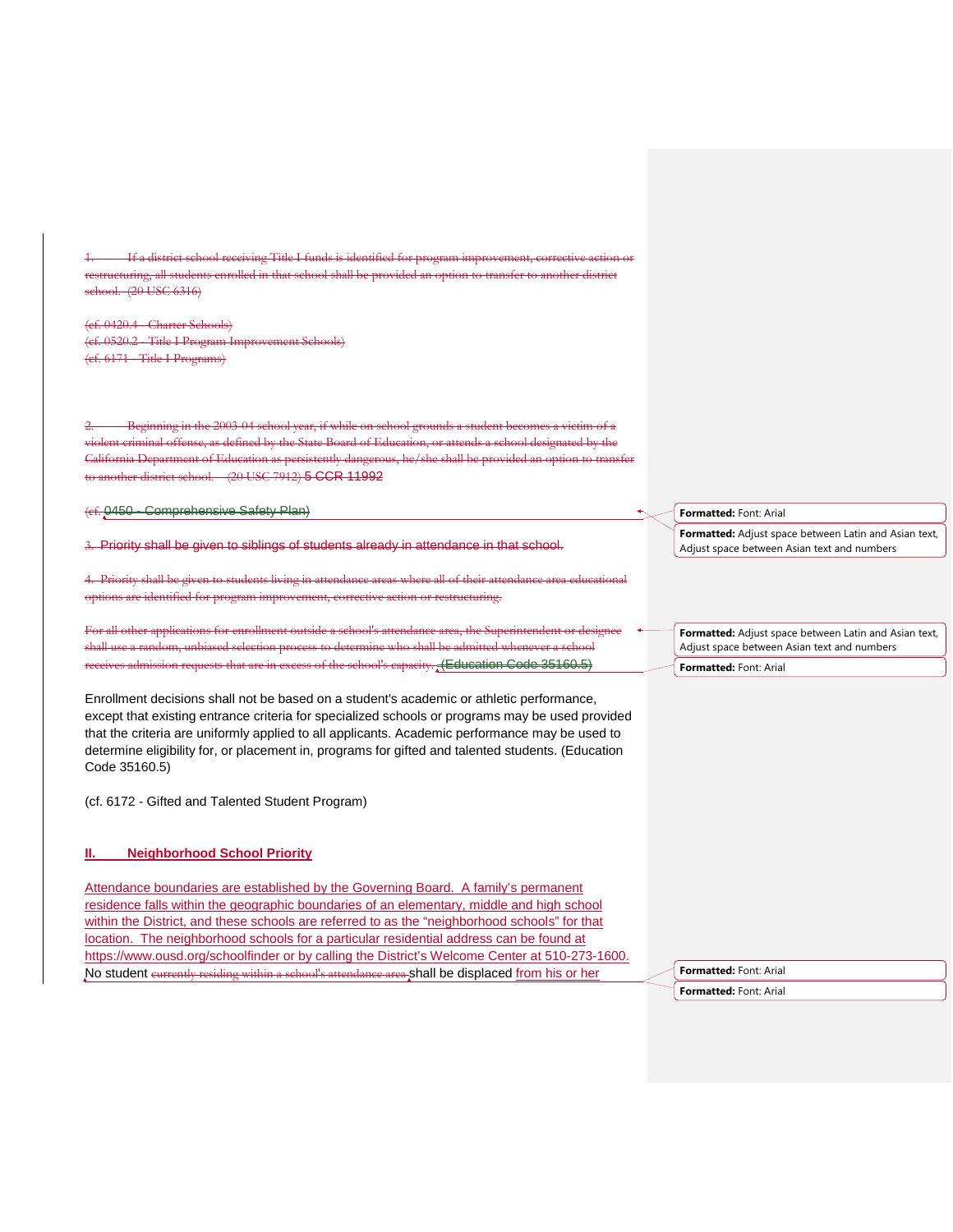~~1. If a district school receiving Title I funds is identified for program improvement, corrective action or restructuring, all students enrolled in that school shall be provided an option to transfer to another district school. (20 USC 6316)~~

~~(cf. 0420.4 - Charter Schools)~~
~~(cf. 0520.2 - Title I Program Improvement Schools)~~
~~(cf. 6171 - Title I Programs)~~

~~2. Beginning in the 2003-04 school year, if while on school grounds a student becomes a victim of a violent criminal offense, as defined by the State Board of Education, or attends a school designated by the California Department of Education as persistently dangerous, he/she shall be provided an option to transfer to another district school. (20 USC 7912) 5 CCR 11992~~

~~(cf. 0450 - Comprehensive Safety Plan)~~

~~3. Priority shall be given to siblings of students already in attendance in that school.~~

~~4. Priority shall be given to students living in attendance areas where all of their attendance area educational options are identified for program improvement, corrective action or restructuring.~~

~~For all other applications for enrollment outside a school's attendance area, the Superintendent or designee shall use a random, unbiased selection process to determine who shall be admitted whenever a school receives admission requests that are in excess of the school's capacity. (Education Code 35160.5)~~

Enrollment decisions shall not be based on a student's academic or athletic performance, except that existing entrance criteria for specialized schools or programs may be used provided that the criteria are uniformly applied to all applicants. Academic performance may be used to determine eligibility for, or placement in, programs for gifted and talented students. (Education Code 35160.5)

(cf. 6172 - Gifted and Talented Student Program)

## II. Neighborhood School Priority

Attendance boundaries are established by the Governing Board. A family's permanent residence falls within the geographic boundaries of an elementary, middle and high school within the District, and these schools are referred to as the "neighborhood schools" for that location. The neighborhood schools for a particular residential address can be found at https://www.ousd.org/schoolfinder or by calling the District's Welcome Center at 510-273-1600. No student ~~currently residing within a school's attendance area~~ shall be displaced from his or her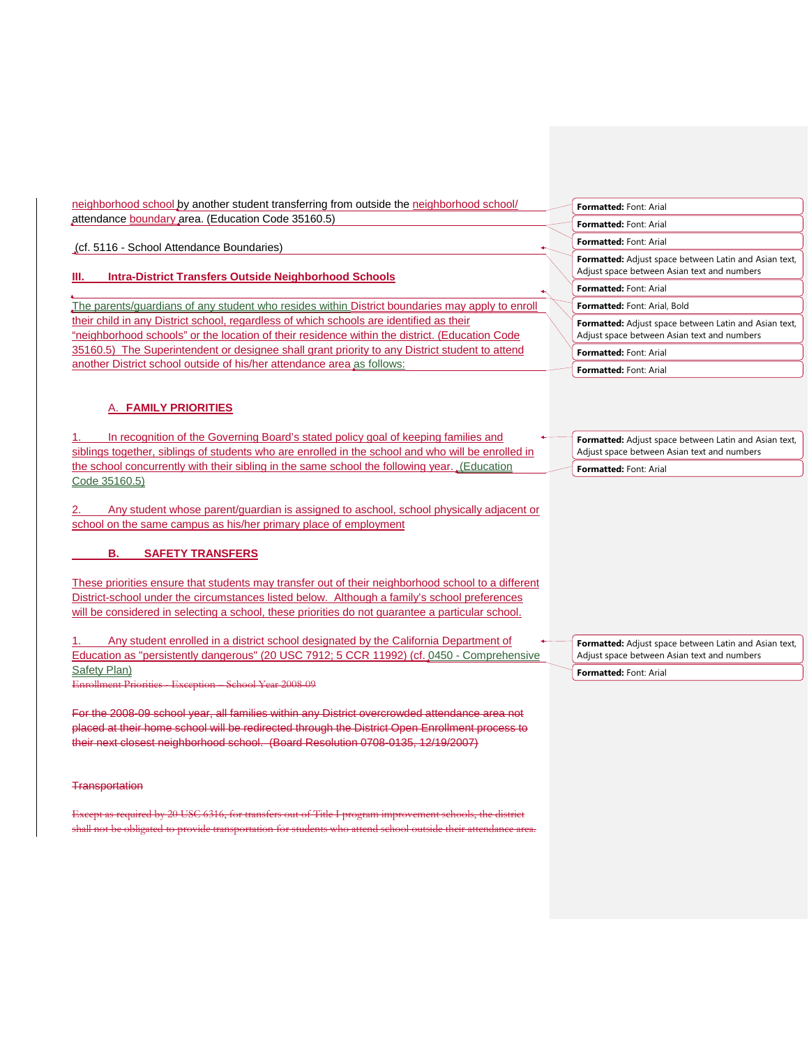neighborhood school by another student transferring from outside the neighborhood school/ attendance boundary area. (Education Code 35160.5)

(cf. 5116 - School Attendance Boundaries)

**III. Intra-District Transfers Outside Neighborhood Schools**

The parents/guardians of any student who resides within District boundaries may apply to enroll their child in any District school, regardless of which schools are identified as their "neighborhood schools" or the location of their residence within the district. (Education Code 35160.5) The Superintendent or designee shall grant priority to any District student to attend another District school outside of his/her attendance area as follows:

**A. FAMILY PRIORITIES**

1. In recognition of the Governing Board's stated policy goal of keeping families and siblings together, siblings of students who are enrolled in the school and who will be enrolled in the school concurrently with their sibling in the same school the following year. (Education Code 35160.5)

2. Any student whose parent/guardian is assigned to aschool, school physically adjacent or school on the same campus as his/her primary place of employment

**B. SAFETY TRANSFERS**

These priorities ensure that students may transfer out of their neighborhood school to a different District-school under the circumstances listed below. Although a family's school preferences will be considered in selecting a school, these priorities do not guarantee a particular school.

1. Any student enrolled in a district school designated by the California Department of Education as "persistently dangerous" (20 USC 7912; 5 CCR 11992) (cf. 0450 - Comprehensive Safety Plan)

~~Enrollment Priorities - Exception – School Year 2008-09~~

~~For the 2008-09 school year, all families within any District overcrowded attendance area not placed at their home school will be redirected through the District Open Enrollment process to their next closest neighborhood school. (Board Resolution 0708-0135, 12/19/2007)~~

~~Transportation~~

~~Except as required by 20 USC 6316, for transfers out of Title I program improvement schools, the district shall not be obligated to provide transportation for students who attend school outside their attendance area.~~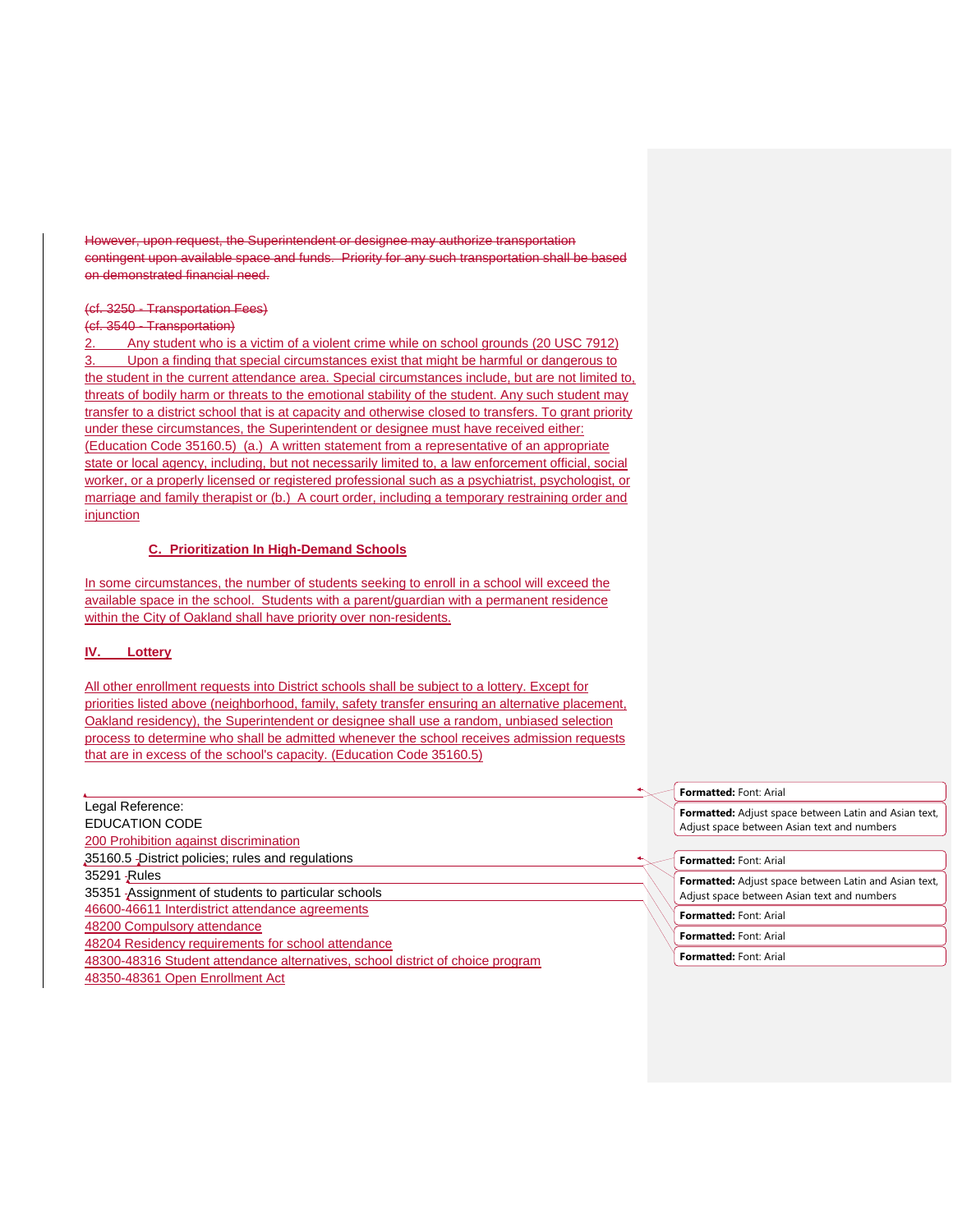However, upon request, the Superintendent or designee may authorize transportation contingent upon available space and funds. Priority for any such transportation shall be based on demonstrated financial need.

(cf. 3250 - Transportation Fees)
(cf. 3540 - Transportation)

2. Any student who is a victim of a violent crime while on school grounds (20 USC 7912)
3. Upon a finding that special circumstances exist that might be harmful or dangerous to the student in the current attendance area. Special circumstances include, but are not limited to, threats of bodily harm or threats to the emotional stability of the student. Any such student may transfer to a district school that is at capacity and otherwise closed to transfers. To grant priority under these circumstances, the Superintendent or designee must have received either: (Education Code 35160.5) (a.) A written statement from a representative of an appropriate state or local agency, including, but not necessarily limited to, a law enforcement official, social worker, or a properly licensed or registered professional such as a psychiatrist, psychologist, or marriage and family therapist or (b.) A court order, including a temporary restraining order and injunction

**C. Prioritization In High-Demand Schools**

In some circumstances, the number of students seeking to enroll in a school will exceed the available space in the school. Students with a parent/guardian with a permanent residence within the City of Oakland shall have priority over non-residents.

**IV. Lottery**

All other enrollment requests into District schools shall be subject to a lottery. Except for priorities listed above (neighborhood, family, safety transfer ensuring an alternative placement, Oakland residency), the Superintendent or designee shall use a random, unbiased selection process to determine who shall be admitted whenever the school receives admission requests that are in excess of the school's capacity. (Education Code 35160.5)

Legal Reference:
EDUCATION CODE
200 Prohibition against discrimination
35160.5 District policies; rules and regulations
35291 Rules
35351 Assignment of students to particular schools
46600-46611 Interdistrict attendance agreements
48200 Compulsory attendance
48204 Residency requirements for school attendance
48300-48316 Student attendance alternatives, school district of choice program
48350-48361 Open Enrollment Act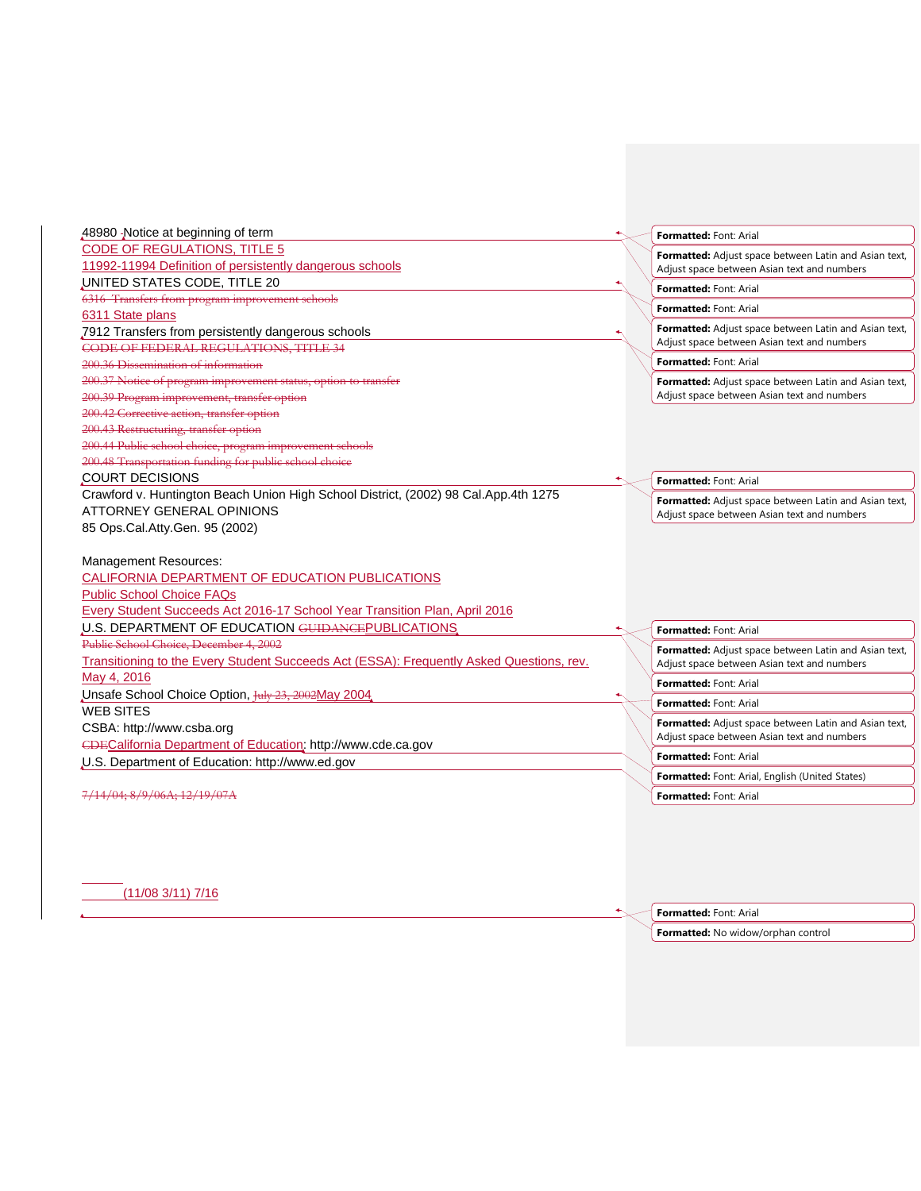48980 Notice at beginning of term

CODE OF REGULATIONS, TITLE 5

11992-11994 Definition of persistently dangerous schools

UNITED STATES CODE, TITLE 20

~~6316 Transfers from program improvement schools~~

6311 State plans

7912 Transfers from persistently dangerous schools

~~CODE OF FEDERAL REGULATIONS, TITLE 34~~

~~200.36 Dissemination of information~~

~~200.37 Notice of program improvement status, option to transfer~~

~~200.39 Program improvement, transfer option~~

~~200.42 Corrective action, transfer option~~

~~200.43 Restructuring, transfer option~~

~~200.44 Public school choice, program improvement schools~~

~~200.48 Transportation funding for public school choice~~

COURT DECISIONS

Crawford v. Huntington Beach Union High School District, (2002) 98 Cal.App.4th 1275

ATTORNEY GENERAL OPINIONS

85 Ops.Cal.Atty.Gen. 95 (2002)

Management Resources:

CALIFORNIA DEPARTMENT OF EDUCATION PUBLICATIONS

Public School Choice FAQs

Every Student Succeeds Act 2016-17 School Year Transition Plan, April 2016

U.S. DEPARTMENT OF EDUCATION ~~GUIDANCE~~PUBLICATIONS

~~Public School Choice, December 4, 2002~~

Transitioning to the Every Student Succeeds Act (ESSA): Frequently Asked Questions, rev. May 4, 2016

Unsafe School Choice Option, ~~July 23, 2002~~May 2004

WEB SITES

CSBA: http://www.csba.org

~~CDE~~California Department of Education: http://www.cde.ca.gov

U.S. Department of Education: http://www.ed.gov

~~7/14/04; 8/9/06A; 12/19/07A~~

(11/08 3/11) 7/16